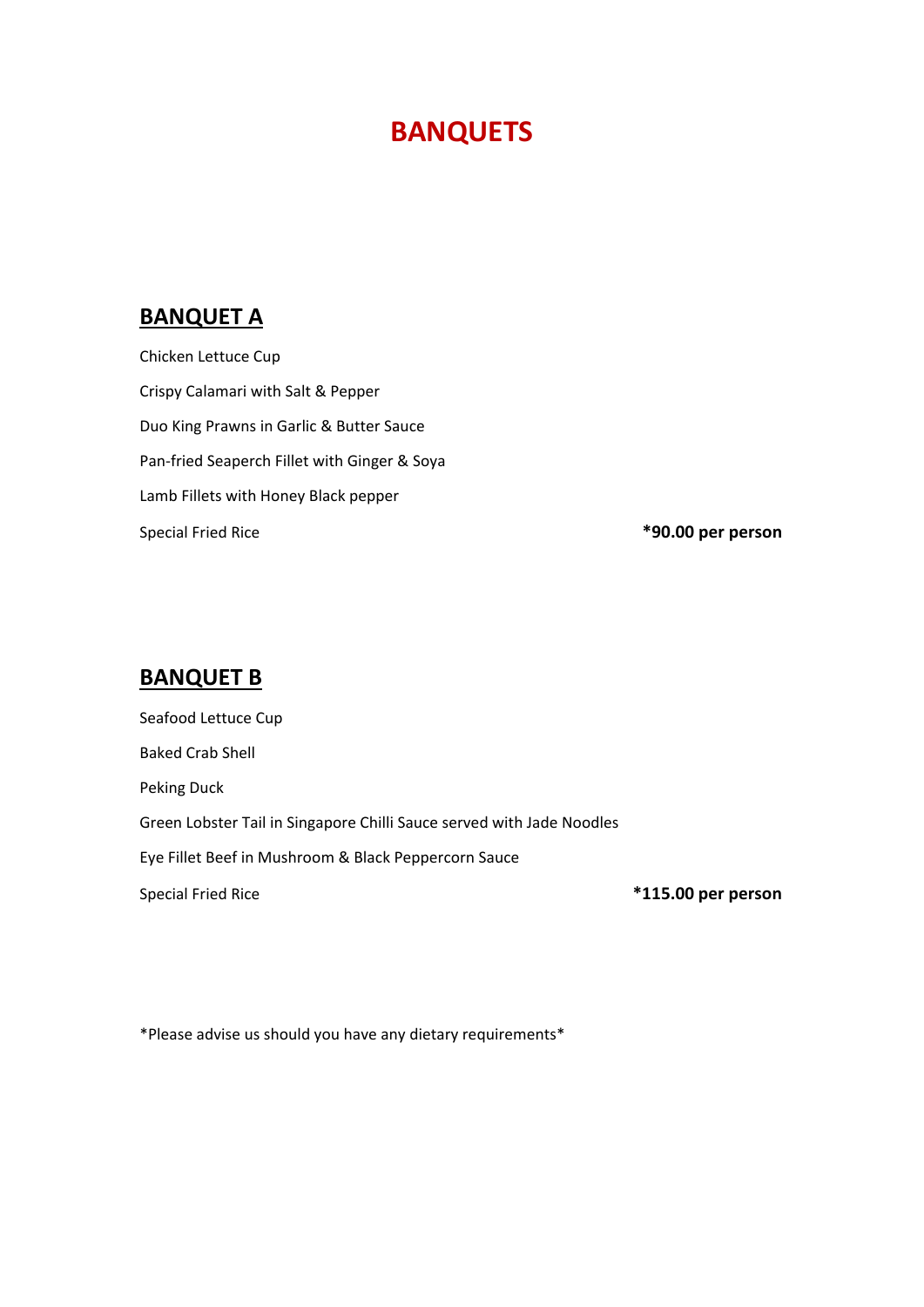# BANQUETS

## BANQUET A

Chicken Lettuce Cup

Crispy Calamari with Salt & Pepper

Duo King Prawns in Garlic & Butter Sauce

Pan-fried Seaperch Fillet with Ginger & Soya

Lamb Fillets with Honey Black pepper

Special Fried Rice **\*90.00 per person**

## BANQUET B

Seafood Lettuce Cup

Baked Crab Shell

Peking Duck

Green Lobster Tail in Singapore Chilli Sauce served with Jade Noodles

Eye Fillet Beef in Mushroom & Black Peppercorn Sauce

Special Fried Rice **\*115.00 per person**

\*Please advise us should you have any dietary requirements\*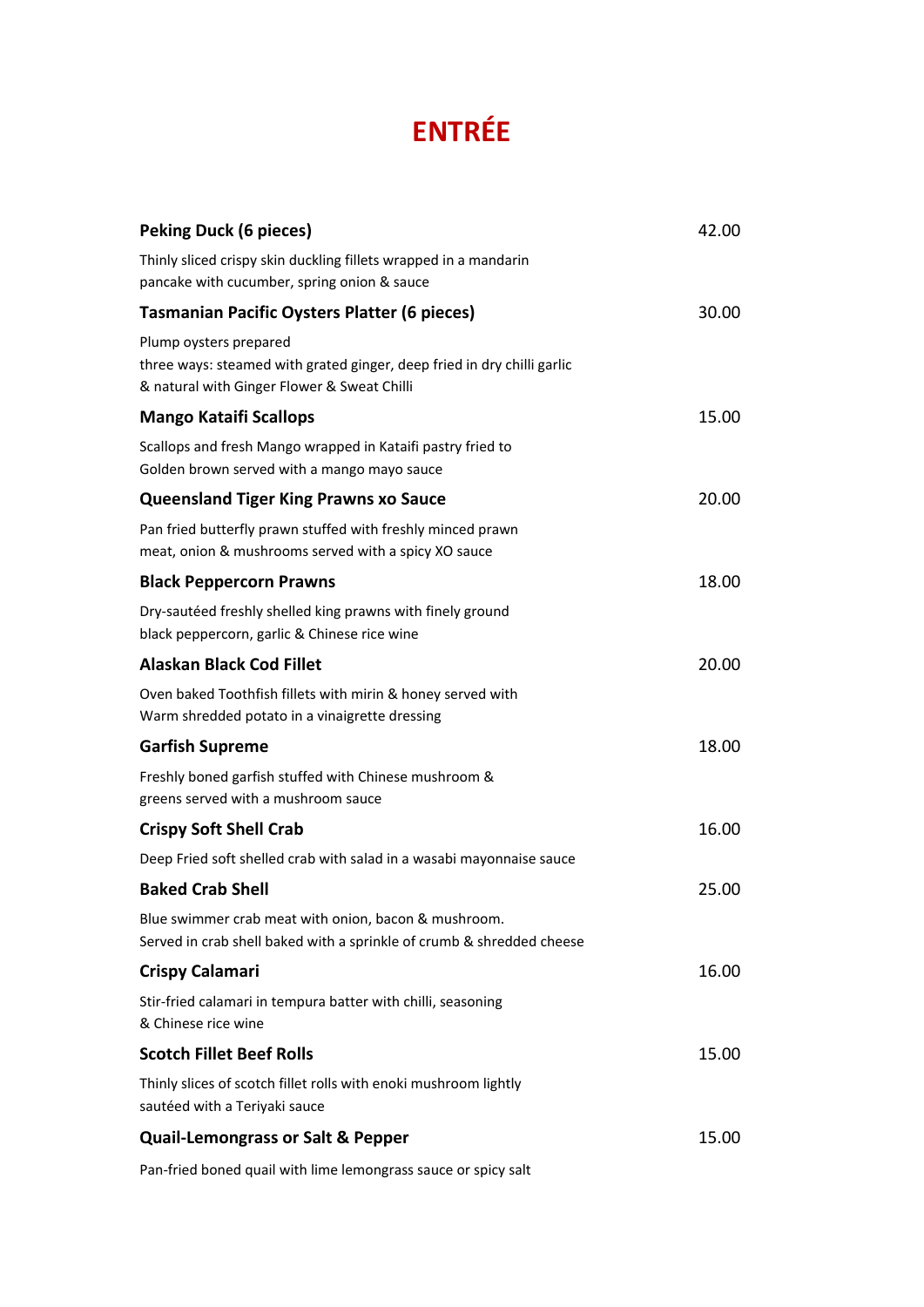# ENTRÉE

**Peking Duck (6 pieces)** 42.00

Thinly sliced crispy skin duckling fillets wrapped in a mandarin pancake with cucumber, spring onion & sauce

**Tasmanian Pacific Oysters Platter (6 pieces)** 30.00

Plump oysters prepared
three ways: steamed with grated ginger, deep fried in dry chilli garlic & natural with Ginger Flower & Sweat Chilli

**Mango Kataifi Scallops** 15.00

Scallops and fresh Mango wrapped in Kataifi pastry fried to Golden brown served with a mango mayo sauce

**Queensland Tiger King Prawns xo Sauce** 20.00

Pan fried butterfly prawn stuffed with freshly minced prawn meat, onion & mushrooms served with a spicy XO sauce

**Black Peppercorn Prawns** 18.00

Dry-sautéed freshly shelled king prawns with finely ground black peppercorn, garlic & Chinese rice wine

**Alaskan Black Cod Fillet** 20.00

Oven baked Toothfish fillets with mirin & honey served with Warm shredded potato in a vinaigrette dressing

**Garfish Supreme** 18.00

Freshly boned garfish stuffed with Chinese mushroom & greens served with a mushroom sauce

**Crispy Soft Shell Crab** 16.00

Deep Fried soft shelled crab with salad in a wasabi mayonnaise sauce

**Baked Crab Shell** 25.00

Blue swimmer crab meat with onion, bacon & mushroom.
Served in crab shell baked with a sprinkle of crumb & shredded cheese

**Crispy Calamari** 16.00

Stir-fried calamari in tempura batter with chilli, seasoning & Chinese rice wine

**Scotch Fillet Beef Rolls** 15.00

Thinly slices of scotch fillet rolls with enoki mushroom lightly sautéed with a Teriyaki sauce

**Quail-Lemongrass or Salt & Pepper** 15.00

Pan-fried boned quail with lime lemongrass sauce or spicy salt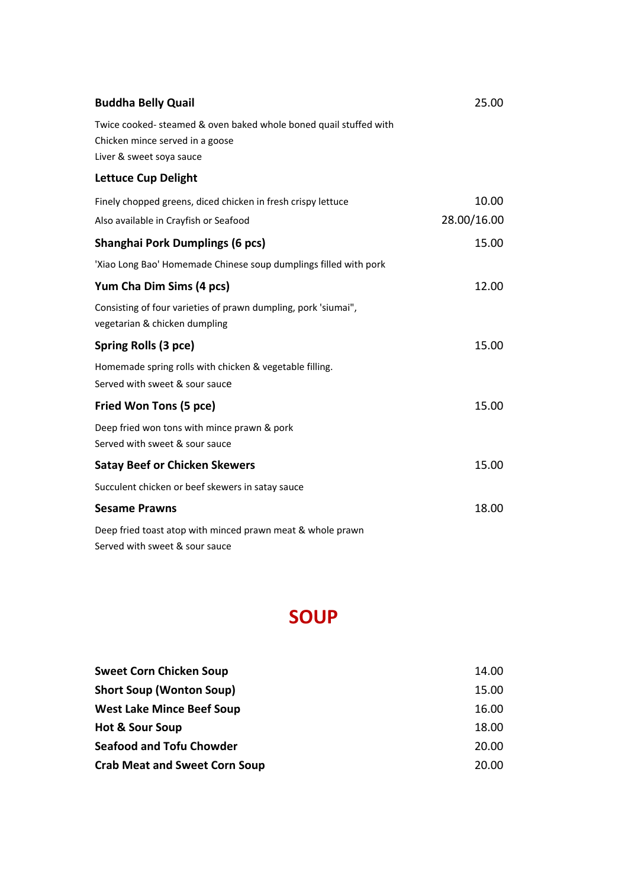**Buddha Belly Quail** 25.00

Twice cooked- steamed & oven baked whole boned quail stuffed with
Chicken mince served in a goose
Liver & sweet soya sauce

**Lettuce Cup Delight**

Finely chopped greens, diced chicken in fresh crispy lettuce 10.00
Also available in Crayfish or Seafood 28.00/16.00

**Shanghai Pork Dumplings (6 pcs)** 15.00

'Xiao Long Bao' Homemade Chinese soup dumplings filled with pork

**Yum Cha Dim Sims (4 pcs)** 12.00

Consisting of four varieties of prawn dumpling, pork 'siumai",
vegetarian & chicken dumpling

**Spring Rolls (3 pce)** 15.00

Homemade spring rolls with chicken & vegetable filling.
Served with sweet & sour sauce

**Fried Won Tons (5 pce)** 15.00

Deep fried won tons with mince prawn & pork
Served with sweet & sour sauce

**Satay Beef or Chicken Skewers** 15.00

Succulent chicken or beef skewers in satay sauce

**Sesame Prawns** 18.00

Deep fried toast atop with minced prawn meat & whole prawn
Served with sweet & sour sauce

## SOUP

| | |
|---|---|
| **Sweet Corn Chicken Soup** | 14.00 |
| **Short Soup (Wonton Soup)** | 15.00 |
| **West Lake Mince Beef Soup** | 16.00 |
| **Hot & Sour Soup** | 18.00 |
| **Seafood and Tofu Chowder** | 20.00 |
| **Crab Meat and Sweet Corn Soup** | 20.00 |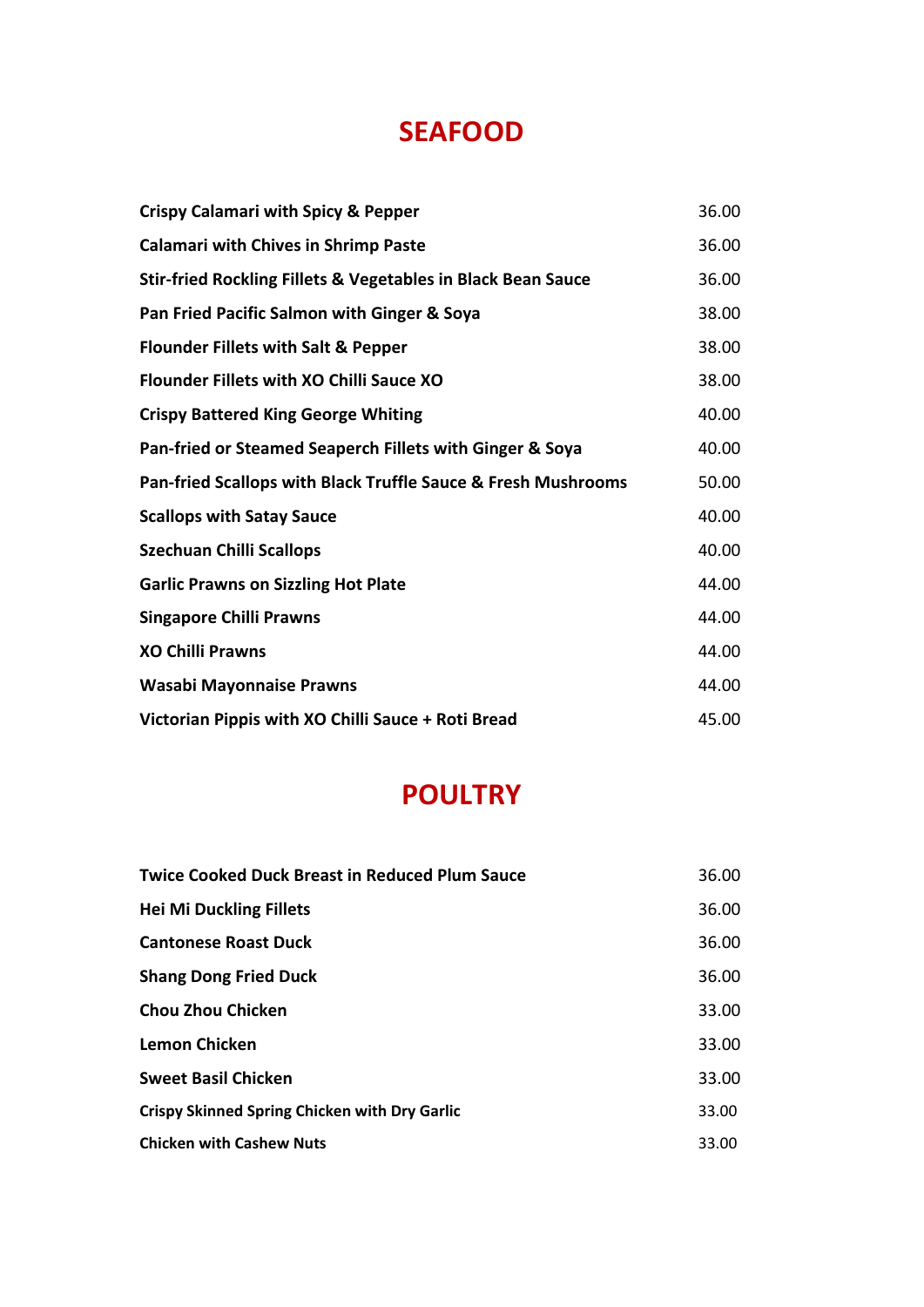## SEAFOOD

| | |
|---|---|
| **Crispy Calamari with Spicy & Pepper** | 36.00 |
| **Calamari with Chives in Shrimp Paste** | 36.00 |
| **Stir-fried Rockling Fillets & Vegetables in Black Bean Sauce** | 36.00 |
| **Pan Fried Pacific Salmon with Ginger & Soya** | 38.00 |
| **Flounder Fillets with Salt & Pepper** | 38.00 |
| **Flounder Fillets with XO Chilli Sauce XO** | 38.00 |
| **Crispy Battered King George Whiting** | 40.00 |
| **Pan-fried or Steamed Seaperch Fillets with Ginger & Soya** | 40.00 |
| **Pan-fried Scallops with Black Truffle Sauce & Fresh Mushrooms** | 50.00 |
| **Scallops with Satay Sauce** | 40.00 |
| **Szechuan Chilli Scallops** | 40.00 |
| **Garlic Prawns on Sizzling Hot Plate** | 44.00 |
| **Singapore Chilli Prawns** | 44.00 |
| **XO Chilli Prawns** | 44.00 |
| **Wasabi Mayonnaise Prawns** | 44.00 |
| **Victorian Pippis with XO Chilli Sauce + Roti Bread** | 45.00 |

## POULTRY

| | |
|---|---|
| **Twice Cooked Duck Breast in Reduced Plum Sauce** | 36.00 |
| **Hei Mi Duckling Fillets** | 36.00 |
| **Cantonese Roast Duck** | 36.00 |
| **Shang Dong Fried Duck** | 36.00 |
| **Chou Zhou Chicken** | 33.00 |
| **Lemon Chicken** | 33.00 |
| **Sweet Basil Chicken** | 33.00 |
| **Crispy Skinned Spring Chicken with Dry Garlic** | 33.00 |
| **Chicken with Cashew Nuts** | 33.00 |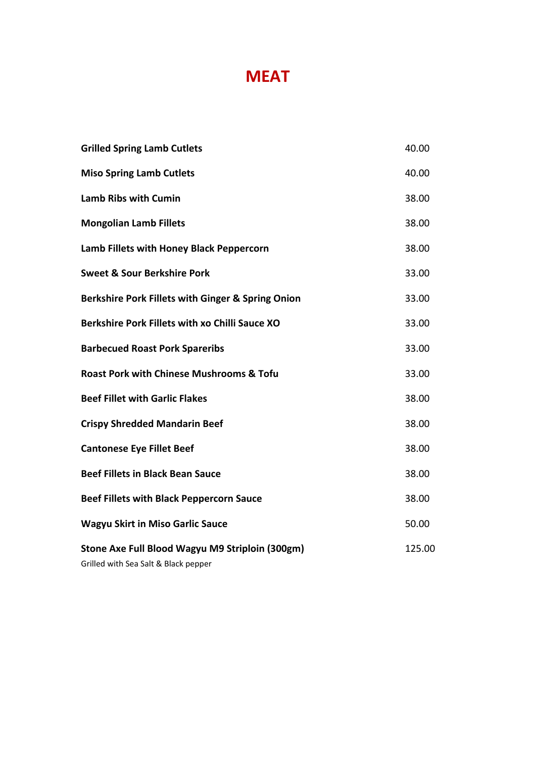# MEAT

| | |
|---|---|
| **Grilled Spring Lamb Cutlets** | 40.00 |
| **Miso Spring Lamb Cutlets** | 40.00 |
| **Lamb Ribs with Cumin** | 38.00 |
| **Mongolian Lamb Fillets** | 38.00 |
| **Lamb Fillets with Honey Black Peppercorn** | 38.00 |
| **Sweet & Sour Berkshire Pork** | 33.00 |
| **Berkshire Pork Fillets with Ginger & Spring Onion** | 33.00 |
| **Berkshire Pork Fillets with xo Chilli Sauce XO** | 33.00 |
| **Barbecued Roast Pork Spareribs** | 33.00 |
| **Roast Pork with Chinese Mushrooms & Tofu** | 33.00 |
| **Beef Fillet with Garlic Flakes** | 38.00 |
| **Crispy Shredded Mandarin Beef** | 38.00 |
| **Cantonese Eye Fillet Beef** | 38.00 |
| **Beef Fillets in Black Bean Sauce** | 38.00 |
| **Beef Fillets with Black Peppercorn Sauce** | 38.00 |
| **Wagyu Skirt in Miso Garlic Sauce** | 50.00 |
| **Stone Axe Full Blood Wagyu M9 Striploin (300gm)**<br>Grilled with Sea Salt & Black pepper | 125.00 |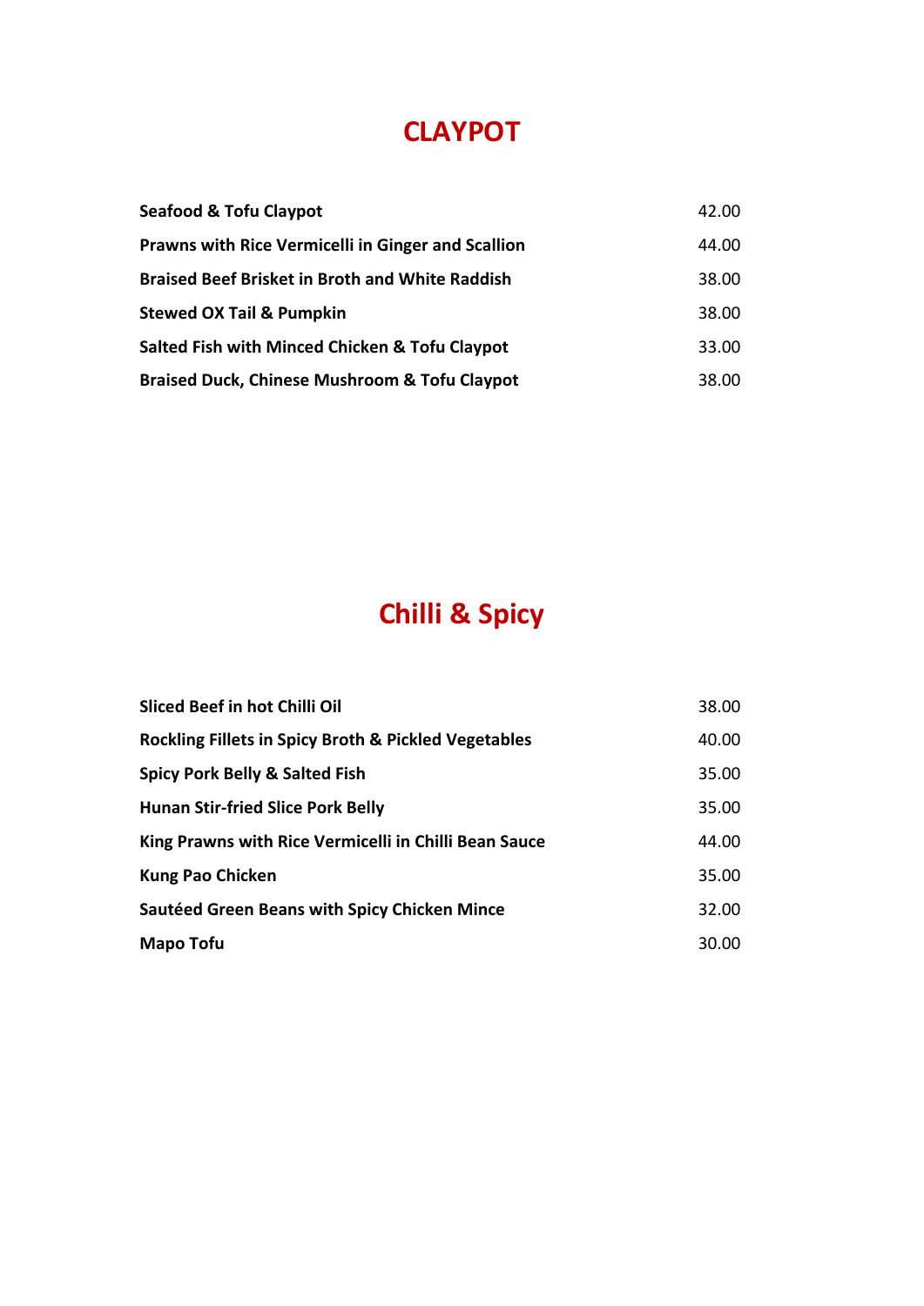# CLAYPOT

| | |
|---|---|
| **Seafood & Tofu Claypot** | 42.00 |
| **Prawns with Rice Vermicelli in Ginger and Scallion** | 44.00 |
| **Braised Beef Brisket in Broth and White Raddish** | 38.00 |
| **Stewed OX Tail & Pumpkin** | 38.00 |
| **Salted Fish with Minced Chicken & Tofu Claypot** | 33.00 |
| **Braised Duck, Chinese Mushroom & Tofu Claypot** | 38.00 |

# Chilli & Spicy

| | |
|---|---|
| **Sliced Beef in hot Chilli Oil** | 38.00 |
| **Rockling Fillets in Spicy Broth & Pickled Vegetables** | 40.00 |
| **Spicy Pork Belly & Salted Fish** | 35.00 |
| **Hunan Stir-fried Slice Pork Belly** | 35.00 |
| **King Prawns with Rice Vermicelli in Chilli Bean Sauce** | 44.00 |
| **Kung Pao Chicken** | 35.00 |
| **Sautéed Green Beans with Spicy Chicken Mince** | 32.00 |
| **Mapo Tofu** | 30.00 |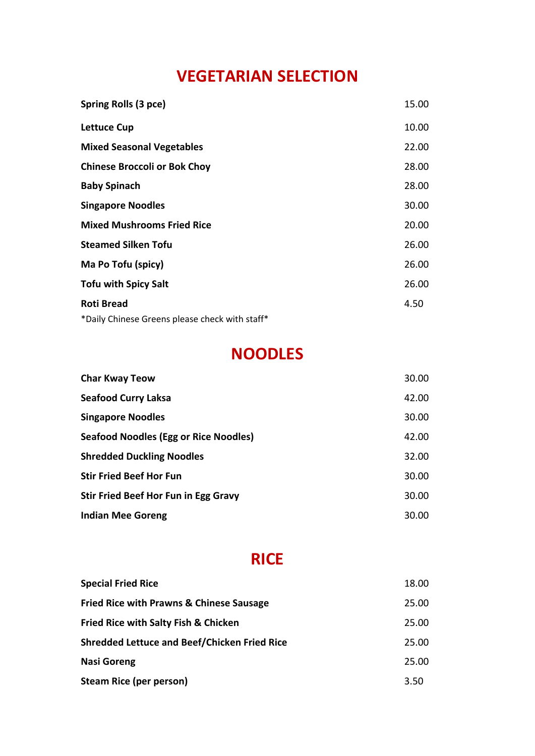## VEGETARIAN SELECTION

| Item | Price |
|---|---|
| **Spring Rolls (3 pce)** | 15.00 |
| **Lettuce Cup** | 10.00 |
| **Mixed Seasonal Vegetables** | 22.00 |
| **Chinese Broccoli or Bok Choy** | 28.00 |
| **Baby Spinach** | 28.00 |
| **Singapore Noodles** | 30.00 |
| **Mixed Mushrooms Fried Rice** | 20.00 |
| **Steamed Silken Tofu** | 26.00 |
| **Ma Po Tofu (spicy)** | 26.00 |
| **Tofu with Spicy Salt** | 26.00 |
| **Roti Bread** | 4.50 |

*Daily Chinese Greens please check with staff*

## NOODLES

| Item | Price |
|---|---|
| **Char Kway Teow** | 30.00 |
| **Seafood Curry Laksa** | 42.00 |
| **Singapore Noodles** | 30.00 |
| **Seafood Noodles (Egg or Rice Noodles)** | 42.00 |
| **Shredded Duckling Noodles** | 32.00 |
| **Stir Fried Beef Hor Fun** | 30.00 |
| **Stir Fried Beef Hor Fun in Egg Gravy** | 30.00 |
| **Indian Mee Goreng** | 30.00 |

## RICE

| Item | Price |
|---|---|
| **Special Fried Rice** | 18.00 |
| **Fried Rice with Prawns & Chinese Sausage** | 25.00 |
| **Fried Rice with Salty Fish & Chicken** | 25.00 |
| **Shredded Lettuce and Beef/Chicken Fried Rice** | 25.00 |
| **Nasi Goreng** | 25.00 |
| **Steam Rice (per person)** | 3.50 |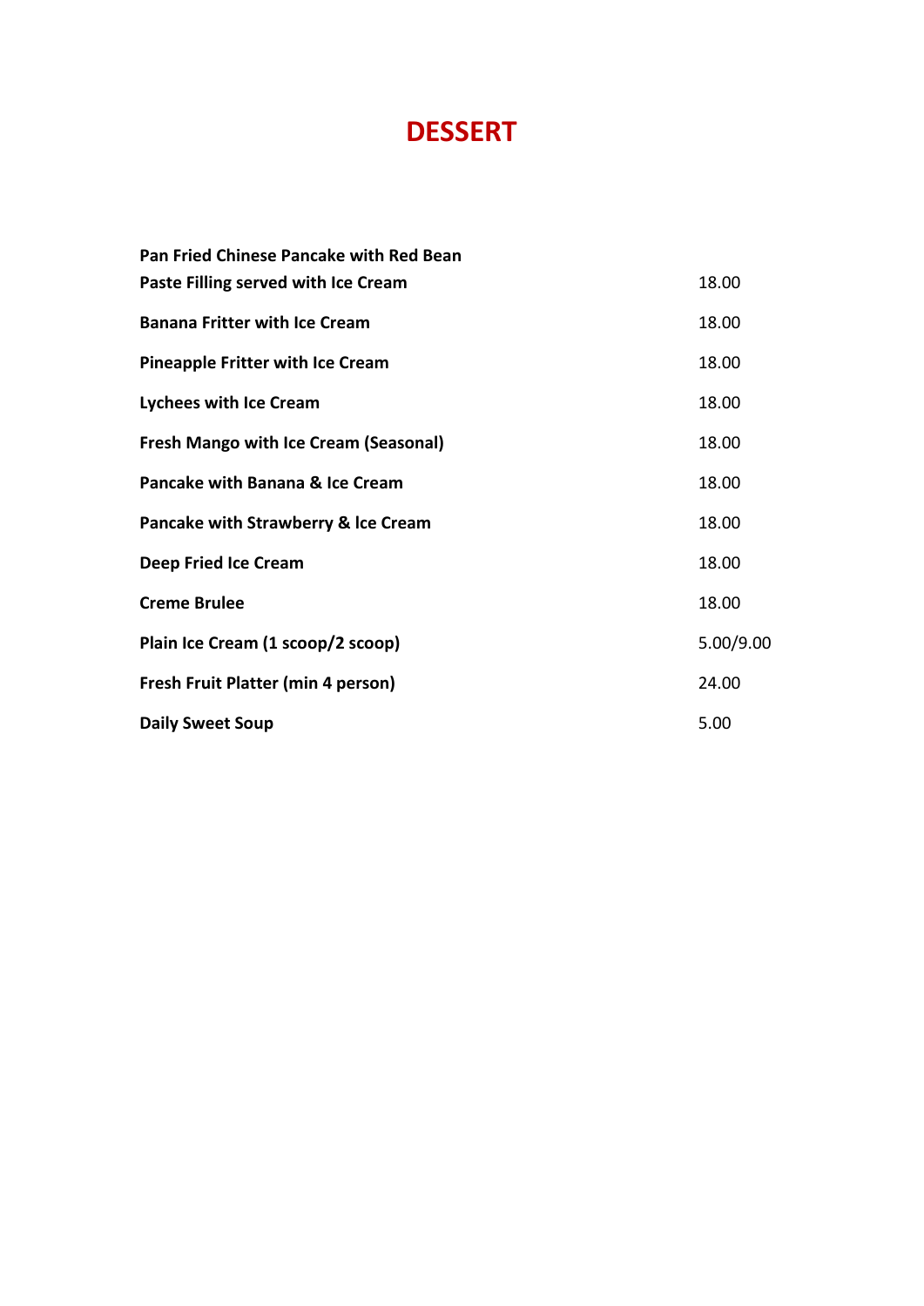# DESSERT

| | |
|---|---|
| **Pan Fried Chinese Pancake with Red Bean Paste Filling served with Ice Cream** | 18.00 |
| **Banana Fritter with Ice Cream** | 18.00 |
| **Pineapple Fritter with Ice Cream** | 18.00 |
| **Lychees with Ice Cream** | 18.00 |
| **Fresh Mango with Ice Cream (Seasonal)** | 18.00 |
| **Pancake with Banana & Ice Cream** | 18.00 |
| **Pancake with Strawberry & Ice Cream** | 18.00 |
| **Deep Fried Ice Cream** | 18.00 |
| **Creme Brulee** | 18.00 |
| **Plain Ice Cream (1 scoop/2 scoop)** | 5.00/9.00 |
| **Fresh Fruit Platter (min 4 person)** | 24.00 |
| **Daily Sweet Soup** | 5.00 |